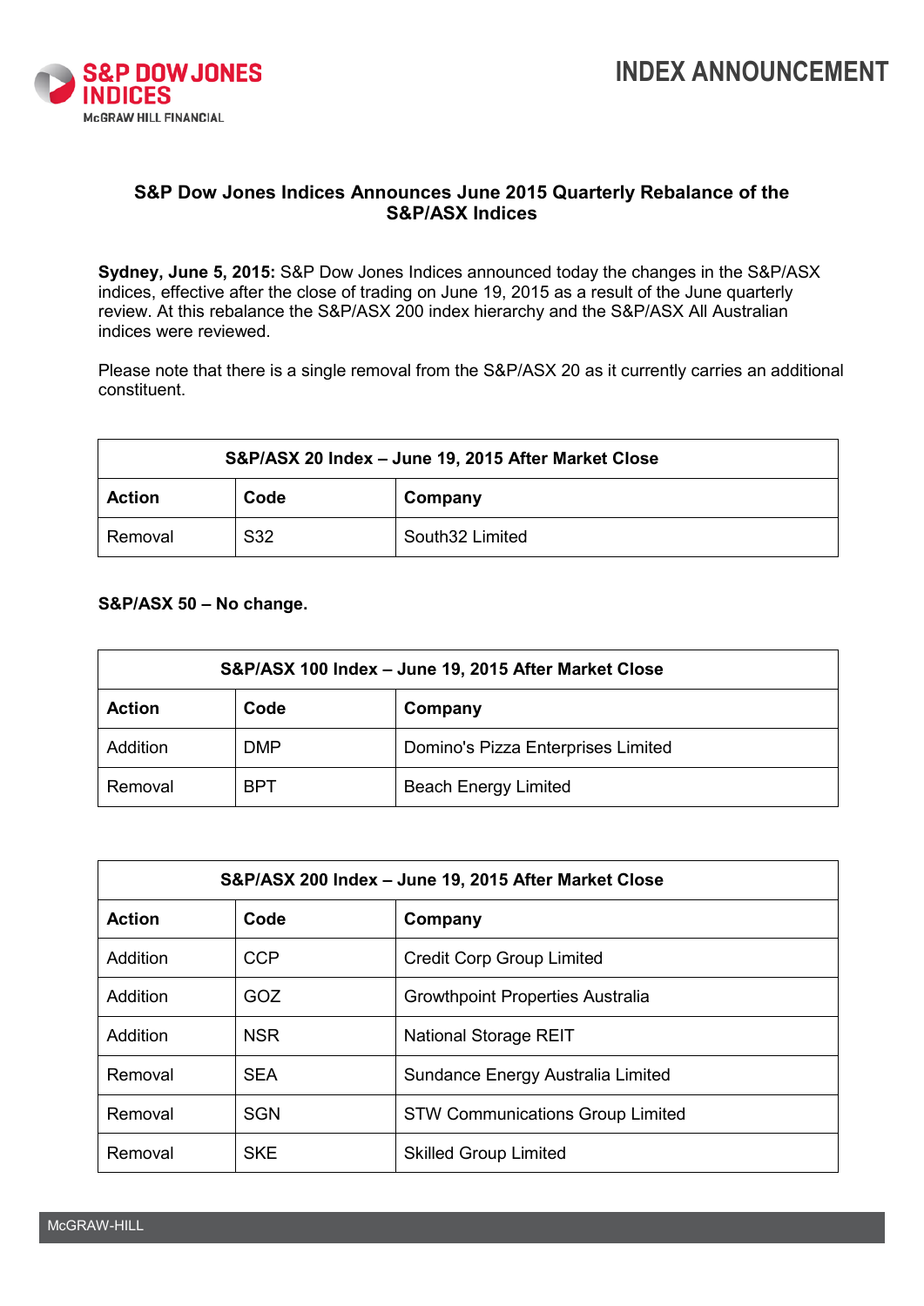INDEX ANNOUNCEMENT

# S&P Dow Jones Indices Announces June 2015 Quarterly Rebalance of the S&P/ASX Indices

**Sydney, June 5, 2015:** S&P Dow Jones Indices announced today the changes in the S&P/ASX indices, effective after the close of trading on June 19, 2015 as a result of the June quarterly review. At this rebalance the S&P/ASX 200 index hierarchy and the S&P/ASX All Australian indices were reviewed.

Please note that there is a single removal from the S&P/ASX 20 as it currently carries an additional constituent.

| S&P/ASX 20 Index – June 19, 2015 After Market Close | | |
|---|---|---|
| **Action** | **Code** | **Company** |
| Removal | S32 | South32 Limited |

**S&P/ASX 50 – No change.**

| S&P/ASX 100 Index – June 19, 2015 After Market Close | | |
|---|---|---|
| **Action** | **Code** | **Company** |
| Addition | DMP | Domino's Pizza Enterprises Limited |
| Removal | BPT | Beach Energy Limited |

| S&P/ASX 200 Index – June 19, 2015 After Market Close | | |
|---|---|---|
| **Action** | **Code** | **Company** |
| Addition | CCP | Credit Corp Group Limited |
| Addition | GOZ | Growthpoint Properties Australia |
| Addition | NSR | National Storage REIT |
| Removal | SEA | Sundance Energy Australia Limited |
| Removal | SGN | STW Communications Group Limited |
| Removal | SKE | Skilled Group Limited |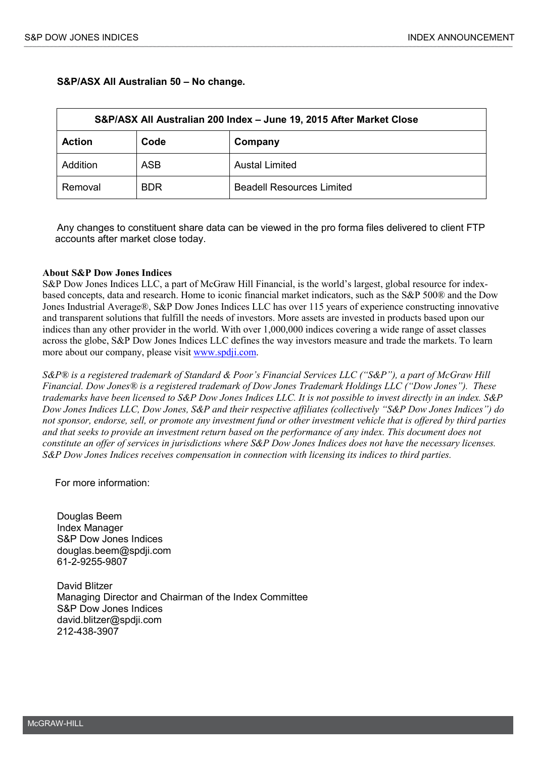**S&P/ASX All Australian 50 – No change.**

| S&P/ASX All Australian 200 Index – June 19, 2015 After Market Close | | |
|---|---|---|
| **Action** | **Code** | **Company** |
| Addition | ASB | Austal Limited |
| Removal | BDR | Beadell Resources Limited |

Any changes to constituent share data can be viewed in the pro forma files delivered to client FTP accounts after market close today.

**About S&P Dow Jones Indices**

S&P Dow Jones Indices LLC, a part of McGraw Hill Financial, is the world's largest, global resource for index-based concepts, data and research. Home to iconic financial market indicators, such as the S&P 500® and the Dow Jones Industrial Average®, S&P Dow Jones Indices LLC has over 115 years of experience constructing innovative and transparent solutions that fulfill the needs of investors. More assets are invested in products based upon our indices than any other provider in the world. With over 1,000,000 indices covering a wide range of asset classes across the globe, S&P Dow Jones Indices LLC defines the way investors measure and trade the markets. To learn more about our company, please visit [www.spdji.com](http://www.spdji.com).

*S&P® is a registered trademark of Standard & Poor's Financial Services LLC ("S&P"), a part of McGraw Hill Financial. Dow Jones® is a registered trademark of Dow Jones Trademark Holdings LLC ("Dow Jones"). These trademarks have been licensed to S&P Dow Jones Indices LLC. It is not possible to invest directly in an index. S&P Dow Jones Indices LLC, Dow Jones, S&P and their respective affiliates (collectively "S&P Dow Jones Indices") do not sponsor, endorse, sell, or promote any investment fund or other investment vehicle that is offered by third parties and that seeks to provide an investment return based on the performance of any index. This document does not constitute an offer of services in jurisdictions where S&P Dow Jones Indices does not have the necessary licenses. S&P Dow Jones Indices receives compensation in connection with licensing its indices to third parties.*

For more information:

Douglas Beem
Index Manager
S&P Dow Jones Indices
douglas.beem@spdji.com
61-2-9255-9807

David Blitzer
Managing Director and Chairman of the Index Committee
S&P Dow Jones Indices
david.blitzer@spdji.com
212-438-3907